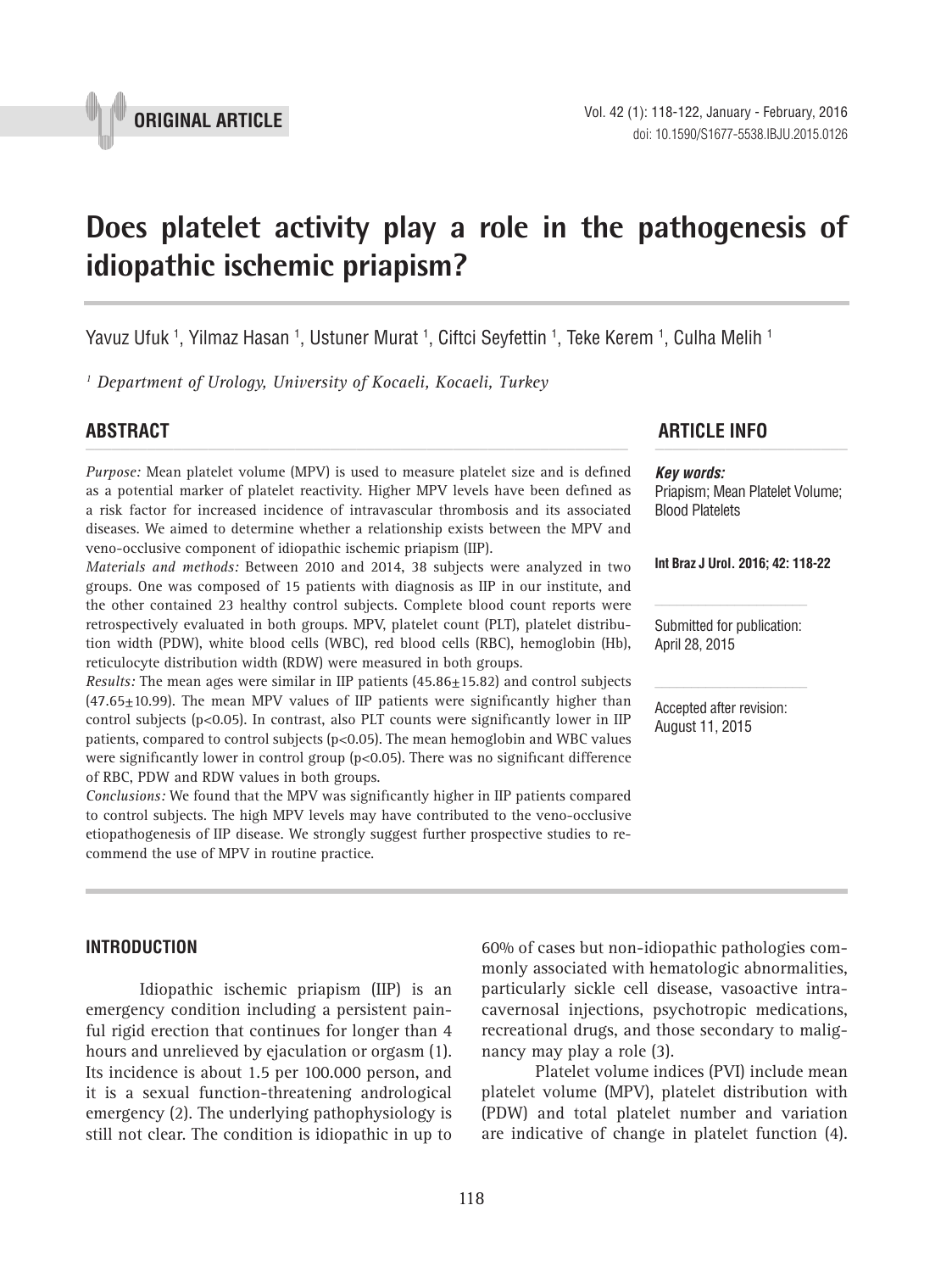ORIGINAL ARTICLE

# Does platelet activity play a role in the pathogenesis of idiopathic ischemic priapism?

Yavuz Ufuk [1], Yilmaz Hasan [1], Ustuner Murat [1], Ciftci Seyfettin [1], Teke Kerem [1], Culha Melih [1]

[1] *Department of Urology, University of Kocaeli, Kocaeli, Turkey*

## ABSTRACT

*Purpose:* Mean platelet volume (MPV) is used to measure platelet size and is defined as a potential marker of platelet reactivity. Higher MPV levels have been defined as a risk factor for increased incidence of intravascular thrombosis and its associated diseases. We aimed to determine whether a relationship exists between the MPV and veno-occlusive component of idiopathic ischemic priapism (IIP).

*Materials and methods:* Between 2010 and 2014, 38 subjects were analyzed in two groups. One was composed of 15 patients with diagnosis as IIP in our institute, and the other contained 23 healthy control subjects. Complete blood count reports were retrospectively evaluated in both groups. MPV, platelet count (PLT), platelet distribution width (PDW), white blood cells (WBC), red blood cells (RBC), hemoglobin (Hb), reticulocyte distribution width (RDW) were measured in both groups.

*Results:* The mean ages were similar in IIP patients (45.86±15.82) and control subjects (47.65±10.99). The mean MPV values of IIP patients were significantly higher than control subjects ($p<0.05$). In contrast, also PLT counts were significantly lower in IIP patients, compared to control subjects ($p<0.05$). The mean hemoglobin and WBC values were significantly lower in control group ($p<0.05$). There was no significant difference of RBC, PDW and RDW values in both groups.

*Conclusions:* We found that the MPV was significantly higher in IIP patients compared to control subjects. The high MPV levels may have contributed to the veno-occlusive etiopathogenesis of IIP disease. We strongly suggest further prospective studies to recommend the use of MPV in routine practice.

## ARTICLE INFO

***Key words:***
Priapism; Mean Platelet Volume; Blood Platelets

**Int Braz J Urol. 2016; 42: 118-22**

Submitted for publication:
April 28, 2015

Accepted after revision:
August 11, 2015

## INTRODUCTION

Idiopathic ischemic priapism (IIP) is an emergency condition including a persistent painful rigid erection that continues for longer than 4 hours and unrelieved by ejaculation or orgasm (1). Its incidence is about 1.5 per 100.000 person, and it is a sexual function-threatening andrological emergency (2). The underlying pathophysiology is still not clear. The condition is idiopathic in up to 60% of cases but non-idiopathic pathologies commonly associated with hematologic abnormalities, particularly sickle cell disease, vasoactive intracavernosal injections, psychotropic medications, recreational drugs, and those secondary to malignancy may play a role (3).

Platelet volume indices (PVI) include mean platelet volume (MPV), platelet distribution with (PDW) and total platelet number and variation are indicative of change in platelet function (4).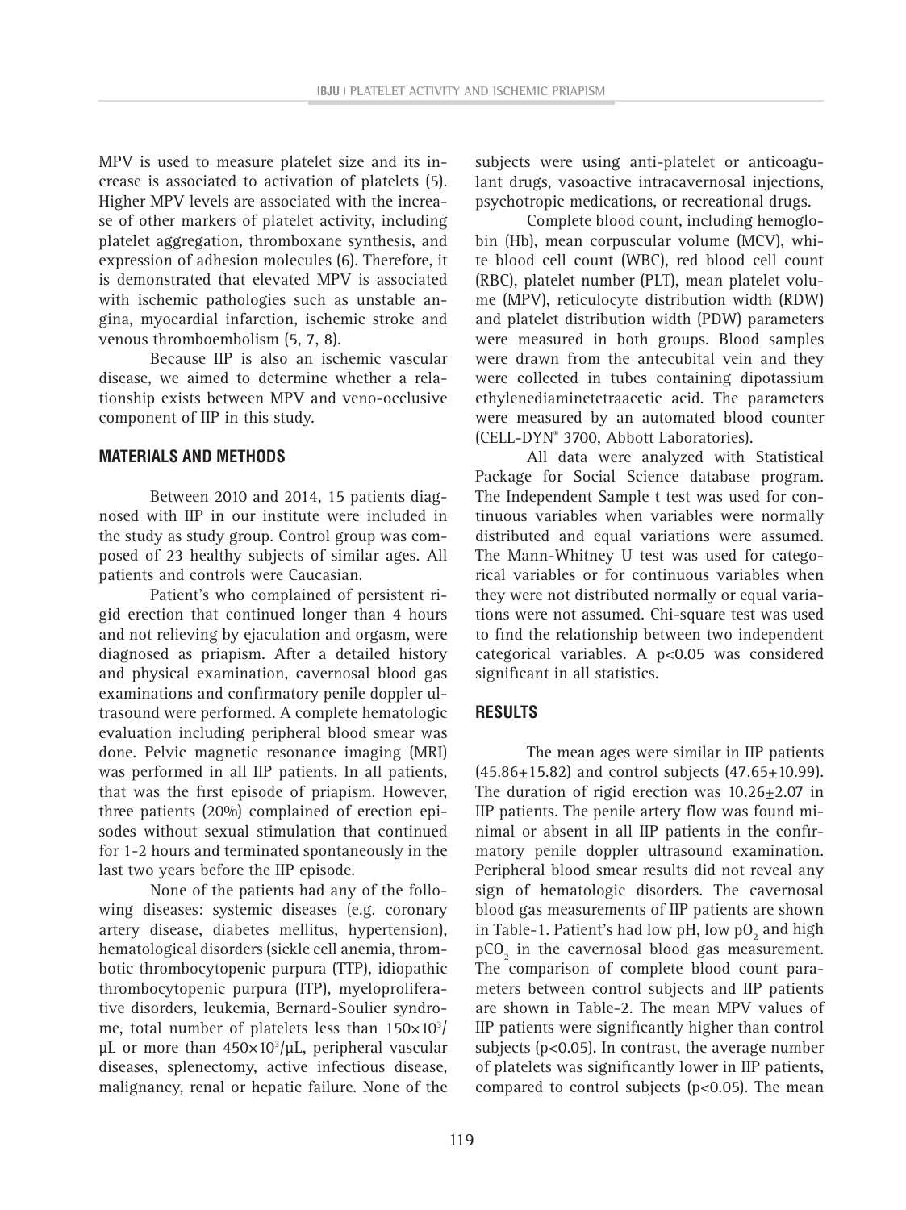MPV is used to measure platelet size and its increase is associated to activation of platelets (5). Higher MPV levels are associated with the increase of other markers of platelet activity, including platelet aggregation, thromboxane synthesis, and expression of adhesion molecules (6). Therefore, it is demonstrated that elevated MPV is associated with ischemic pathologies such as unstable angina, myocardial infarction, ischemic stroke and venous thromboembolism (5, 7, 8).

Because IIP is also an ischemic vascular disease, we aimed to determine whether a relationship exists between MPV and veno-occlusive component of IIP in this study.

## MATERIALS AND METHODS

Between 2010 and 2014, 15 patients diagnosed with IIP in our institute were included in the study as study group. Control group was composed of 23 healthy subjects of similar ages. All patients and controls were Caucasian.

Patient's who complained of persistent rigid erection that continued longer than 4 hours and not relieving by ejaculation and orgasm, were diagnosed as priapism. After a detailed history and physical examination, cavernosal blood gas examinations and confirmatory penile doppler ultrasound were performed. A complete hematologic evaluation including peripheral blood smear was done. Pelvic magnetic resonance imaging (MRI) was performed in all IIP patients. In all patients, that was the first episode of priapism. However, three patients (20%) complained of erection episodes without sexual stimulation that continued for 1-2 hours and terminated spontaneously in the last two years before the IIP episode.

None of the patients had any of the following diseases: systemic diseases (e.g. coronary artery disease, diabetes mellitus, hypertension), hematological disorders (sickle cell anemia, thrombotic thrombocytopenic purpura (TTP), idiopathic thrombocytopenic purpura (ITP), myeloproliferative disorders, leukemia, Bernard-Soulier syndrome, total number of platelets less than $150\times10^3/\mu L$ or more than $450\times10^3/\mu L$, peripheral vascular diseases, splenectomy, active infectious disease, malignancy, renal or hepatic failure. None of the subjects were using anti-platelet or anticoagulant drugs, vasoactive intracavernosal injections, psychotropic medications, or recreational drugs.

Complete blood count, including hemoglobin (Hb), mean corpuscular volume (MCV), white blood cell count (WBC), red blood cell count (RBC), platelet number (PLT), mean platelet volume (MPV), reticulocyte distribution width (RDW) and platelet distribution width (PDW) parameters were measured in both groups. Blood samples were drawn from the antecubital vein and they were collected in tubes containing dipotassium ethylenediaminetetraacetic acid. The parameters were measured by an automated blood counter (CELL-DYN® 3700, Abbott Laboratories).

All data were analyzed with Statistical Package for Social Science database program. The Independent Sample t test was used for continuous variables when variables were normally distributed and equal variations were assumed. The Mann-Whitney U test was used for categorical variables or for continuous variables when they were not distributed normally or equal variations were not assumed. Chi-square test was used to find the relationship between two independent categorical variables. A $p<0.05$ was considered significant in all statistics.

## RESULTS

The mean ages were similar in IIP patients ($45.86\pm15.82$) and control subjects ($47.65\pm10.99$). The duration of rigid erection was $10.26\pm2.07$ in IIP patients. The penile artery flow was found minimal or absent in all IIP patients in the confirmatory penile doppler ultrasound examination. Peripheral blood smear results did not reveal any sign of hematologic disorders. The cavernosal blood gas measurements of IIP patients are shown in Table-1. Patient's had low pH, low $pO_2$ and high $pCO_2$ in the cavernosal blood gas measurement. The comparison of complete blood count parameters between control subjects and IIP patients are shown in Table-2. The mean MPV values of IIP patients were significantly higher than control subjects ($p<0.05$). In contrast, the average number of platelets was significantly lower in IIP patients, compared to control subjects ($p<0.05$). The mean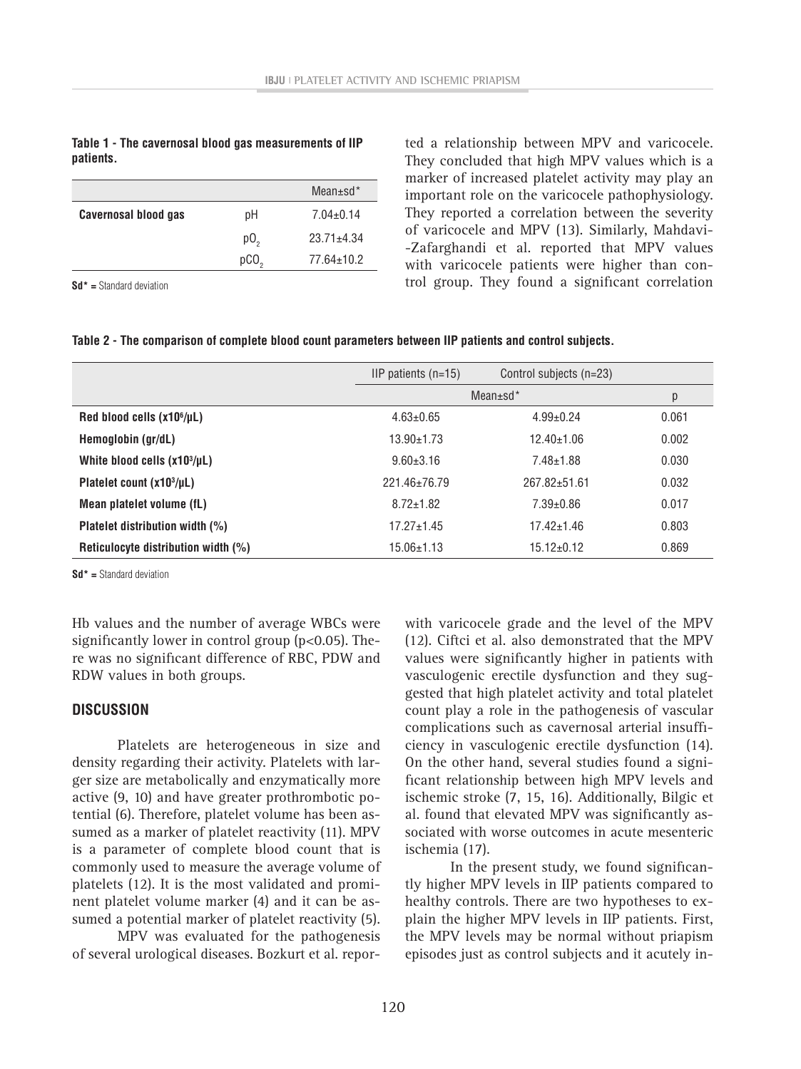**Table 1 - The cavernosal blood gas measurements of IIP patients.**

| | | Mean±sd* |
|---|---|---|
| **Cavernosal blood gas** | pH | 7.04±0.14 |
| | $pO_2$ | 23.71±4.34 |
| | $pCO_2$ | 77.64±10.2 |

**Sd* =** Standard deviation

ted a relationship between MPV and varicocele. They concluded that high MPV values which is a marker of increased platelet activity may play an important role on the varicocele pathophysiology. They reported a correlation between the severity of varicocele and MPV (13). Similarly, Mahdavi-Zafarghandi et al. reported that MPV values with varicocele patients were higher than control group. They found a significant correlation with varicocele grade and the level of the MPV (12). Ciftci et al. also demonstrated that the MPV values were significantly higher in patients with vasculogenic erectile dysfunction and they suggested that high platelet activity and total platelet count play a role in the pathogenesis of vascular complications such as cavernosal arterial insufficiency in vasculogenic erectile dysfunction (14). On the other hand, several studies found a significant relationship between high MPV levels and ischemic stroke (7, 15, 16). Additionally, Bilgic et al. found that elevated MPV was significantly associated with worse outcomes in acute mesenteric ischemia (17).

**Table 2 - The comparison of complete blood count parameters between IIP patients and control subjects.**

| | IIP patients (n=15) | Control subjects (n=23) | |
|---|---|---|---|
| | Mean±sd* | | p |
| **Red blood cells ($x10^6$/μL)** | 4.63±0.65 | 4.99±0.24 | 0.061 |
| **Hemoglobin (gr/dL)** | 13.90±1.73 | 12.40±1.06 | 0.002 |
| **White blood cells ($x10^3$/μL)** | 9.60±3.16 | 7.48±1.88 | 0.030 |
| **Platelet count ($x10^3$/μL)** | 221.46±76.79 | 267.82±51.61 | 0.032 |
| **Mean platelet volume (fL)** | 8.72±1.82 | 7.39±0.86 | 0.017 |
| **Platelet distribution width (%)** | 17.27±1.45 | 17.42±1.46 | 0.803 |
| **Reticulocyte distribution width (%)** | 15.06±1.13 | 15.12±0.12 | 0.869 |

**Sd* =** Standard deviation

Hb values and the number of average WBCs were significantly lower in control group ($p<0.05$). There was no significant difference of RBC, PDW and RDW values in both groups.

## DISCUSSION

Platelets are heterogeneous in size and density regarding their activity. Platelets with larger size are metabolically and enzymatically more active (9, 10) and have greater prothrombotic potential (6). Therefore, platelet volume has been assumed as a marker of platelet reactivity (11). MPV is a parameter of complete blood count that is commonly used to measure the average volume of platelets (12). It is the most validated and prominent platelet volume marker (4) and it can be assumed a potential marker of platelet reactivity (5).

MPV was evaluated for the pathogenesis of several urological diseases. Bozkurt et al. repor-

In the present study, we found significantly higher MPV levels in IIP patients compared to healthy controls. There are two hypotheses to explain the higher MPV levels in IIP patients. First, the MPV levels may be normal without priapism episodes just as control subjects and it acutely in-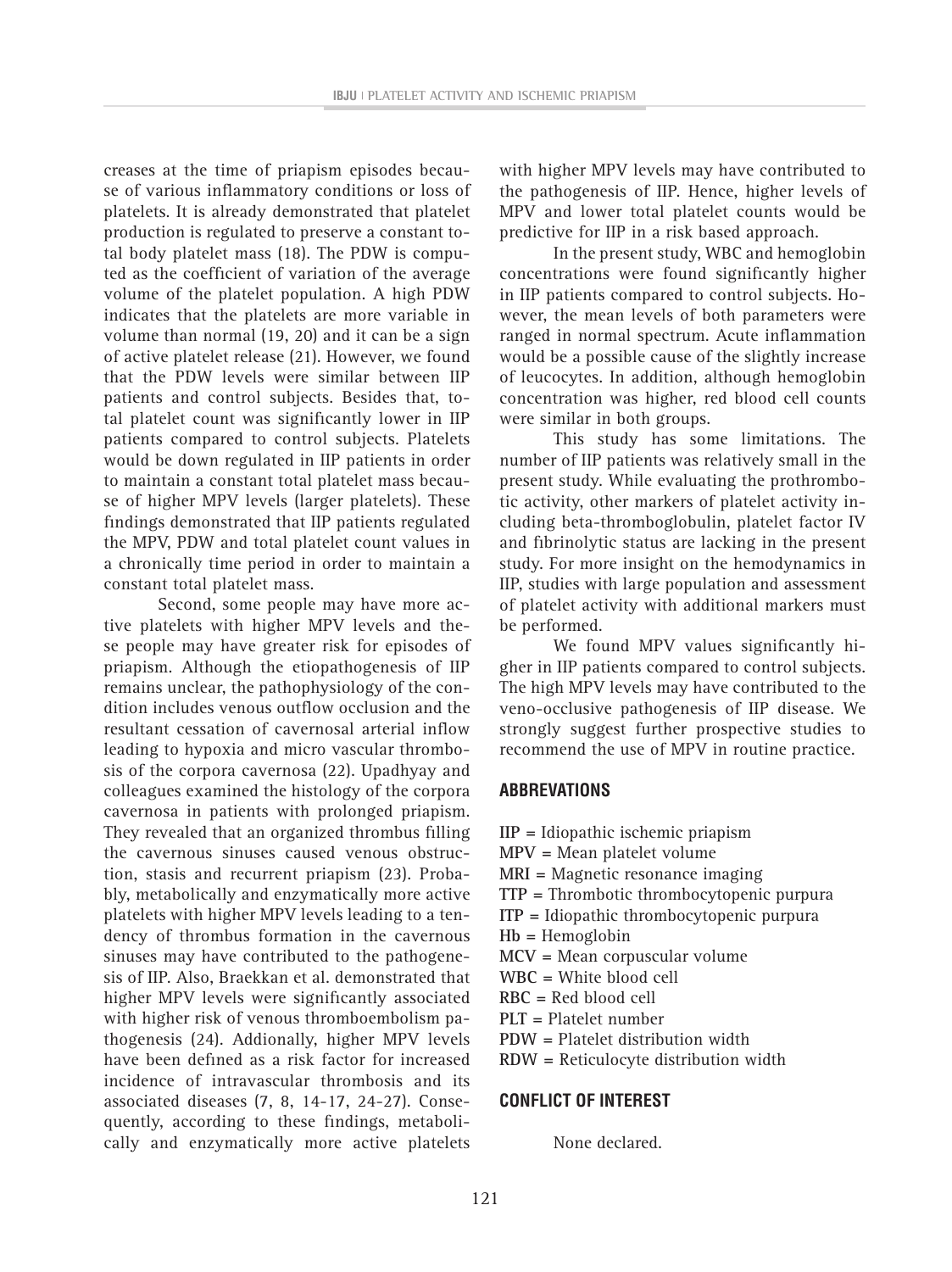creases at the time of priapism episodes because of various inflammatory conditions or loss of platelets. It is already demonstrated that platelet production is regulated to preserve a constant total body platelet mass (18). The PDW is computed as the coefficient of variation of the average volume of the platelet population. A high PDW indicates that the platelets are more variable in volume than normal (19, 20) and it can be a sign of active platelet release (21). However, we found that the PDW levels were similar between IIP patients and control subjects. Besides that, total platelet count was significantly lower in IIP patients compared to control subjects. Platelets would be down regulated in IIP patients in order to maintain a constant total platelet mass because of higher MPV levels (larger platelets). These findings demonstrated that IIP patients regulated the MPV, PDW and total platelet count values in a chronically time period in order to maintain a constant total platelet mass.

Second, some people may have more active platelets with higher MPV levels and these people may have greater risk for episodes of priapism. Although the etiopathogenesis of IIP remains unclear, the pathophysiology of the condition includes venous outflow occlusion and the resultant cessation of cavernosal arterial inflow leading to hypoxia and micro vascular thrombosis of the corpora cavernosa (22). Upadhyay and colleagues examined the histology of the corpora cavernosa in patients with prolonged priapism. They revealed that an organized thrombus filling the cavernous sinuses caused venous obstruction, stasis and recurrent priapism (23). Probably, metabolically and enzymatically more active platelets with higher MPV levels leading to a tendency of thrombus formation in the cavernous sinuses may have contributed to the pathogenesis of IIP. Also, Braekkan et al. demonstrated that higher MPV levels were significantly associated with higher risk of venous thromboembolism pathogenesis (24). Addionally, higher MPV levels have been defined as a risk factor for increased incidence of intravascular thrombosis and its associated diseases (7, 8, 14-17, 24-27). Consequently, according to these findings, metabolically and enzymatically more active platelets with higher MPV levels may have contributed to the pathogenesis of IIP. Hence, higher levels of MPV and lower total platelet counts would be predictive for IIP in a risk based approach.

In the present study, WBC and hemoglobin concentrations were found significantly higher in IIP patients compared to control subjects. However, the mean levels of both parameters were ranged in normal spectrum. Acute inflammation would be a possible cause of the slightly increase of leucocytes. In addition, although hemoglobin concentration was higher, red blood cell counts were similar in both groups.

This study has some limitations. The number of IIP patients was relatively small in the present study. While evaluating the prothrombotic activity, other markers of platelet activity including beta-thromboglobulin, platelet factor IV and fibrinolytic status are lacking in the present study. For more insight on the hemodynamics in IIP, studies with large population and assessment of platelet activity with additional markers must be performed.

We found MPV values significantly higher in IIP patients compared to control subjects. The high MPV levels may have contributed to the veno-occlusive pathogenesis of IIP disease. We strongly suggest further prospective studies to recommend the use of MPV in routine practice.

## ABBREVATIONS

**IIP** = Idiopathic ischemic priapism
**MPV** = Mean platelet volume
**MRI** = Magnetic resonance imaging
**TTP** = Thrombotic thrombocytopenic purpura
**ITP** = Idiopathic thrombocytopenic purpura
**Hb** = Hemoglobin
**MCV** = Mean corpuscular volume
**WBC** = White blood cell
**RBC** = Red blood cell
**PLT** = Platelet number
**PDW** = Platelet distribution width
**RDW** = Reticulocyte distribution width

## CONFLICT OF INTEREST

None declared.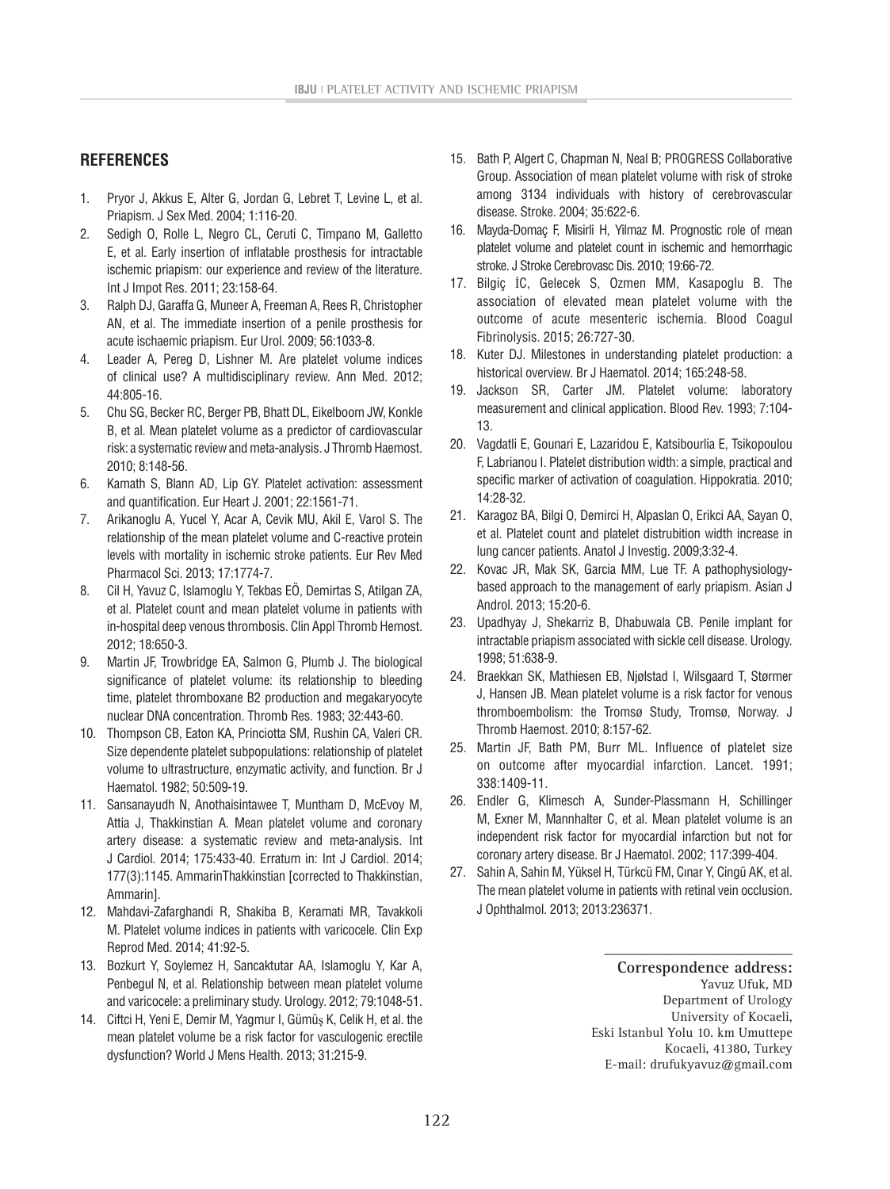## REFERENCES

1. Pryor J, Akkus E, Alter G, Jordan G, Lebret T, Levine L, et al. Priapism. J Sex Med. 2004; 1:116-20.
2. Sedigh O, Rolle L, Negro CL, Ceruti C, Timpano M, Galletto E, et al. Early insertion of inflatable prosthesis for intractable ischemic priapism: our experience and review of the literature. Int J Impot Res. 2011; 23:158-64.
3. Ralph DJ, Garaffa G, Muneer A, Freeman A, Rees R, Christopher AN, et al. The immediate insertion of a penile prosthesis for acute ischaemic priapism. Eur Urol. 2009; 56:1033-8.
4. Leader A, Pereg D, Lishner M. Are platelet volume indices of clinical use? A multidisciplinary review. Ann Med. 2012; 44:805-16.
5. Chu SG, Becker RC, Berger PB, Bhatt DL, Eikelboom JW, Konkle B, et al. Mean platelet volume as a predictor of cardiovascular risk: a systematic review and meta-analysis. J Thromb Haemost. 2010; 8:148-56.
6. Kamath S, Blann AD, Lip GY. Platelet activation: assessment and quantification. Eur Heart J. 2001; 22:1561-71.
7. Arikanoglu A, Yucel Y, Acar A, Cevik MU, Akil E, Varol S. The relationship of the mean platelet volume and C-reactive protein levels with mortality in ischemic stroke patients. Eur Rev Med Pharmacol Sci. 2013; 17:1774-7.
8. Cil H, Yavuz C, Islamoglu Y, Tekbas EÖ, Demirtas S, Atilgan ZA, et al. Platelet count and mean platelet volume in patients with in-hospital deep venous thrombosis. Clin Appl Thromb Hemost. 2012; 18:650-3.
9. Martin JF, Trowbridge EA, Salmon G, Plumb J. The biological significance of platelet volume: its relationship to bleeding time, platelet thromboxane B2 production and megakaryocyte nuclear DNA concentration. Thromb Res. 1983; 32:443-60.
10. Thompson CB, Eaton KA, Princiotta SM, Rushin CA, Valeri CR. Size dependente platelet subpopulations: relationship of platelet volume to ultrastructure, enzymatic activity, and function. Br J Haematol. 1982; 50:509-19.
11. Sansanayudh N, Anothaisintawee T, Muntham D, McEvoy M, Attia J, Thakkinstian A. Mean platelet volume and coronary artery disease: a systematic review and meta-analysis. Int J Cardiol. 2014; 175:433-40. Erratum in: Int J Cardiol. 2014; 177(3):1145. AmmarinThakkinstian [corrected to Thakkinstian, Ammarin].
12. Mahdavi-Zafarghandi R, Shakiba B, Keramati MR, Tavakkoli M. Platelet volume indices in patients with varicocele. Clin Exp Reprod Med. 2014; 41:92-5.
13. Bozkurt Y, Soylemez H, Sancaktutar AA, Islamoglu Y, Kar A, Penbegul N, et al. Relationship between mean platelet volume and varicocele: a preliminary study. Urology. 2012; 79:1048-51.
14. Ciftci H, Yeni E, Demir M, Yagmur I, Gümüş K, Celik H, et al. the mean platelet volume be a risk factor for vasculogenic erectile dysfunction? World J Mens Health. 2013; 31:215-9.
15. Bath P, Algert C, Chapman N, Neal B; PROGRESS Collaborative Group. Association of mean platelet volume with risk of stroke among 3134 individuals with history of cerebrovascular disease. Stroke. 2004; 35:622-6.
16. Mayda-Domaç F, Misirli H, Yilmaz M. Prognostic role of mean platelet volume and platelet count in ischemic and hemorrhagic stroke. J Stroke Cerebrovasc Dis. 2010; 19:66-72.
17. Bilgiç İC, Gelecek S, Ozmen MM, Kasapoglu B. The association of elevated mean platelet volume with the outcome of acute mesenteric ischemia. Blood Coagul Fibrinolysis. 2015; 26:727-30.
18. Kuter DJ. Milestones in understanding platelet production: a historical overview. Br J Haematol. 2014; 165:248-58.
19. Jackson SR, Carter JM. Platelet volume: laboratory measurement and clinical application. Blood Rev. 1993; 7:104-13.
20. Vagdatli E, Gounari E, Lazaridou E, Katsibourlia E, Tsikopoulou F, Labrianou I. Platelet distribution width: a simple, practical and specific marker of activation of coagulation. Hippokratia. 2010; 14:28-32.
21. Karagoz BA, Bilgi O, Demirci H, Alpaslan O, Erikci AA, Sayan O, et al. Platelet count and platelet distrubition width increase in lung cancer patients. Anatol J Investig. 2009;3:32-4.
22. Kovac JR, Mak SK, Garcia MM, Lue TF. A pathophysiology-based approach to the management of early priapism. Asian J Androl. 2013; 15:20-6.
23. Upadhyay J, Shekarriz B, Dhabuwala CB. Penile implant for intractable priapism associated with sickle cell disease. Urology. 1998; 51:638-9.
24. Braekkan SK, Mathiesen EB, Njølstad I, Wilsgaard T, Størmer J, Hansen JB. Mean platelet volume is a risk factor for venous thromboembolism: the Tromsø Study, Tromsø, Norway. J Thromb Haemost. 2010; 8:157-62.
25. Martin JF, Bath PM, Burr ML. Influence of platelet size on outcome after myocardial infarction. Lancet. 1991; 338:1409-11.
26. Endler G, Klimesch A, Sunder-Plassmann H, Schillinger M, Exner M, Mannhalter C, et al. Mean platelet volume is an independent risk factor for myocardial infarction but not for coronary artery disease. Br J Haematol. 2002; 117:399-404.
27. Sahin A, Sahin M, Yüksel H, Türkcü FM, Cınar Y, Cingü AK, et al. The mean platelet volume in patients with retinal vein occlusion. J Ophthalmol. 2013; 2013:236371.

**Correspondence address:**
Yavuz Ufuk, MD
Department of Urology
University of Kocaeli,
Eski Istanbul Yolu 10. km Umuttepe
Kocaeli, 41380, Turkey
E-mail: drufukyavuz@gmail.com